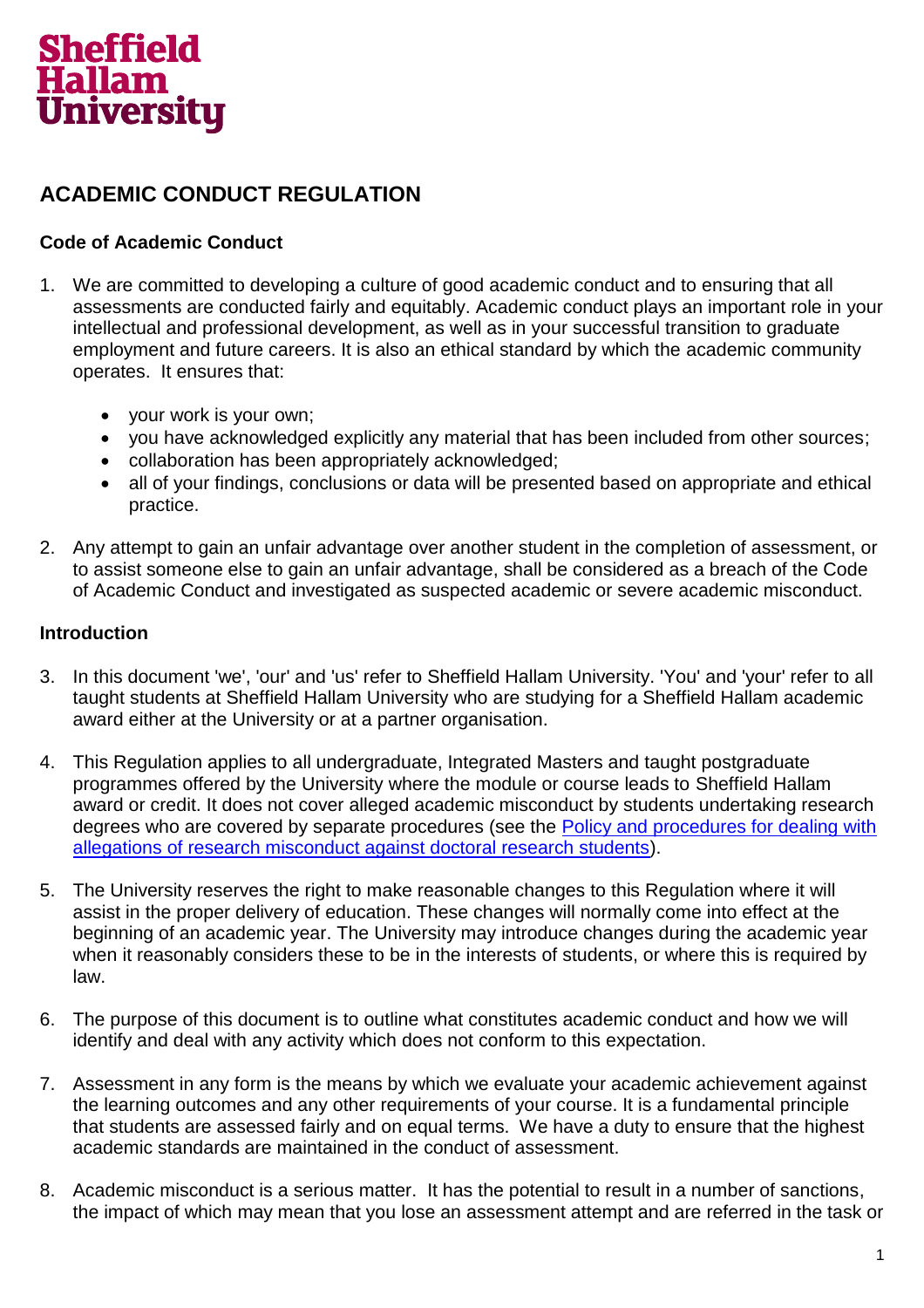Sheffield Hallam University

# ACADEMIC CONDUCT REGULATION

## Code of Academic Conduct

1. We are committed to developing a culture of good academic conduct and to ensuring that all assessments are conducted fairly and equitably. Academic conduct plays an important role in your intellectual and professional development, as well as in your successful transition to graduate employment and future careers. It is also an ethical standard by which the academic community operates. It ensures that:

   - your work is your own;
   - you have acknowledged explicitly any material that has been included from other sources;
   - collaboration has been appropriately acknowledged;
   - all of your findings, conclusions or data will be presented based on appropriate and ethical practice.

2. Any attempt to gain an unfair advantage over another student in the completion of assessment, or to assist someone else to gain an unfair advantage, shall be considered as a breach of the Code of Academic Conduct and investigated as suspected academic or severe academic misconduct.

## Introduction

3. In this document 'we', 'our' and 'us' refer to Sheffield Hallam University. 'You' and 'your' refer to all taught students at Sheffield Hallam University who are studying for a Sheffield Hallam academic award either at the University or at a partner organisation.

4. This Regulation applies to all undergraduate, Integrated Masters and taught postgraduate programmes offered by the University where the module or course leads to Sheffield Hallam award or credit. It does not cover alleged academic misconduct by students undertaking research degrees who are covered by separate procedures (see the Policy and procedures for dealing with allegations of research misconduct against doctoral research students).

5. The University reserves the right to make reasonable changes to this Regulation where it will assist in the proper delivery of education. These changes will normally come into effect at the beginning of an academic year. The University may introduce changes during the academic year when it reasonably considers these to be in the interests of students, or where this is required by law.

6. The purpose of this document is to outline what constitutes academic conduct and how we will identify and deal with any activity which does not conform to this expectation.

7. Assessment in any form is the means by which we evaluate your academic achievement against the learning outcomes and any other requirements of your course. It is a fundamental principle that students are assessed fairly and on equal terms. We have a duty to ensure that the highest academic standards are maintained in the conduct of assessment.

8. Academic misconduct is a serious matter. It has the potential to result in a number of sanctions, the impact of which may mean that you lose an assessment attempt and are referred in the task or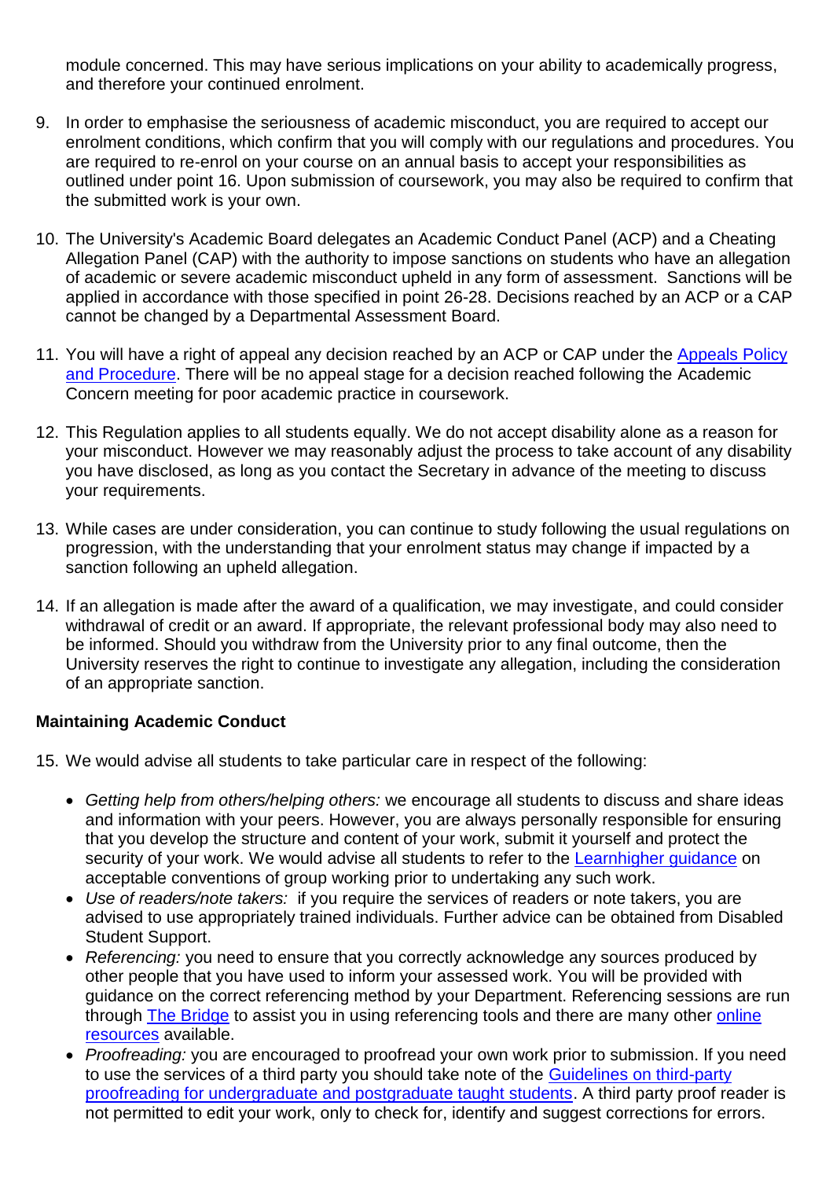module concerned. This may have serious implications on your ability to academically progress, and therefore your continued enrolment.

9. In order to emphasise the seriousness of academic misconduct, you are required to accept our enrolment conditions, which confirm that you will comply with our regulations and procedures. You are required to re-enrol on your course on an annual basis to accept your responsibilities as outlined under point 16. Upon submission of coursework, you may also be required to confirm that the submitted work is your own.

10. The University's Academic Board delegates an Academic Conduct Panel (ACP) and a Cheating Allegation Panel (CAP) with the authority to impose sanctions on students who have an allegation of academic or severe academic misconduct upheld in any form of assessment. Sanctions will be applied in accordance with those specified in point 26-28. Decisions reached by an ACP or a CAP cannot be changed by a Departmental Assessment Board.

11. You will have a right of appeal any decision reached by an ACP or CAP under the Appeals Policy and Procedure. There will be no appeal stage for a decision reached following the Academic Concern meeting for poor academic practice in coursework.

12. This Regulation applies to all students equally. We do not accept disability alone as a reason for your misconduct. However we may reasonably adjust the process to take account of any disability you have disclosed, as long as you contact the Secretary in advance of the meeting to discuss your requirements.

13. While cases are under consideration, you can continue to study following the usual regulations on progression, with the understanding that your enrolment status may change if impacted by a sanction following an upheld allegation.

14. If an allegation is made after the award of a qualification, we may investigate, and could consider withdrawal of credit or an award. If appropriate, the relevant professional body may also need to be informed. Should you withdraw from the University prior to any final outcome, then the University reserves the right to continue to investigate any allegation, including the consideration of an appropriate sanction.

**Maintaining Academic Conduct**

15. We would advise all students to take particular care in respect of the following:

    - *Getting help from others/helping others:* we encourage all students to discuss and share ideas and information with your peers. However, you are always personally responsible for ensuring that you develop the structure and content of your work, submit it yourself and protect the security of your work. We would advise all students to refer to the Learnhigher guidance on acceptable conventions of group working prior to undertaking any such work.
    - *Use of readers/note takers:* if you require the services of readers or note takers, you are advised to use appropriately trained individuals. Further advice can be obtained from Disabled Student Support.
    - *Referencing:* you need to ensure that you correctly acknowledge any sources produced by other people that you have used to inform your assessed work. You will be provided with guidance on the correct referencing method by your Department. Referencing sessions are run through The Bridge to assist you in using referencing tools and there are many other online resources available.
    - *Proofreading:* you are encouraged to proofread your own work prior to submission. If you need to use the services of a third party you should take note of the Guidelines on third-party proofreading for undergraduate and postgraduate taught students. A third party proof reader is not permitted to edit your work, only to check for, identify and suggest corrections for errors.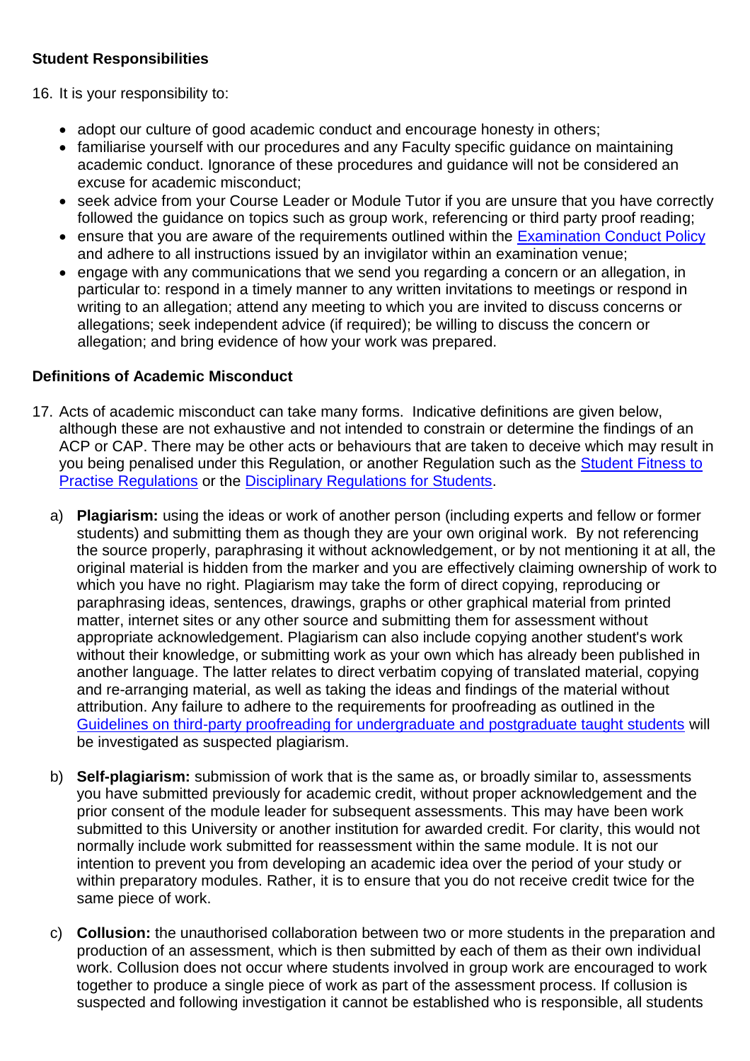### Student Responsibilities

16. It is your responsibility to:

    - adopt our culture of good academic conduct and encourage honesty in others;
    - familiarise yourself with our procedures and any Faculty specific guidance on maintaining academic conduct. Ignorance of these procedures and guidance will not be considered an excuse for academic misconduct;
    - seek advice from your Course Leader or Module Tutor if you are unsure that you have correctly followed the guidance on topics such as group work, referencing or third party proof reading;
    - ensure that you are aware of the requirements outlined within the Examination Conduct Policy and adhere to all instructions issued by an invigilator within an examination venue;
    - engage with any communications that we send you regarding a concern or an allegation, in particular to: respond in a timely manner to any written invitations to meetings or respond in writing to an allegation; attend any meeting to which you are invited to discuss concerns or allegations; seek independent advice (if required); be willing to discuss the concern or allegation; and bring evidence of how your work was prepared.

### Definitions of Academic Misconduct

17. Acts of academic misconduct can take many forms. Indicative definitions are given below, although these are not exhaustive and not intended to constrain or determine the findings of an ACP or CAP. There may be other acts or behaviours that are taken to deceive which may result in you being penalised under this Regulation, or another Regulation such as the Student Fitness to Practise Regulations or the Disciplinary Regulations for Students.

    a) **Plagiarism:** using the ideas or work of another person (including experts and fellow or former students) and submitting them as though they are your own original work. By not referencing the source properly, paraphrasing it without acknowledgement, or by not mentioning it at all, the original material is hidden from the marker and you are effectively claiming ownership of work to which you have no right. Plagiarism may take the form of direct copying, reproducing or paraphrasing ideas, sentences, drawings, graphs or other graphical material from printed matter, internet sites or any other source and submitting them for assessment without appropriate acknowledgement. Plagiarism can also include copying another student's work without their knowledge, or submitting work as your own which has already been published in another language. The latter relates to direct verbatim copying of translated material, copying and re-arranging material, as well as taking the ideas and findings of the material without attribution. Any failure to adhere to the requirements for proofreading as outlined in the Guidelines on third-party proofreading for undergraduate and postgraduate taught students will be investigated as suspected plagiarism.

    b) **Self-plagiarism:** submission of work that is the same as, or broadly similar to, assessments you have submitted previously for academic credit, without proper acknowledgement and the prior consent of the module leader for subsequent assessments. This may have been work submitted to this University or another institution for awarded credit. For clarity, this would not normally include work submitted for reassessment within the same module. It is not our intention to prevent you from developing an academic idea over the period of your study or within preparatory modules. Rather, it is to ensure that you do not receive credit twice for the same piece of work.

    c) **Collusion:** the unauthorised collaboration between two or more students in the preparation and production of an assessment, which is then submitted by each of them as their own individual work. Collusion does not occur where students involved in group work are encouraged to work together to produce a single piece of work as part of the assessment process. If collusion is suspected and following investigation it cannot be established who is responsible, all students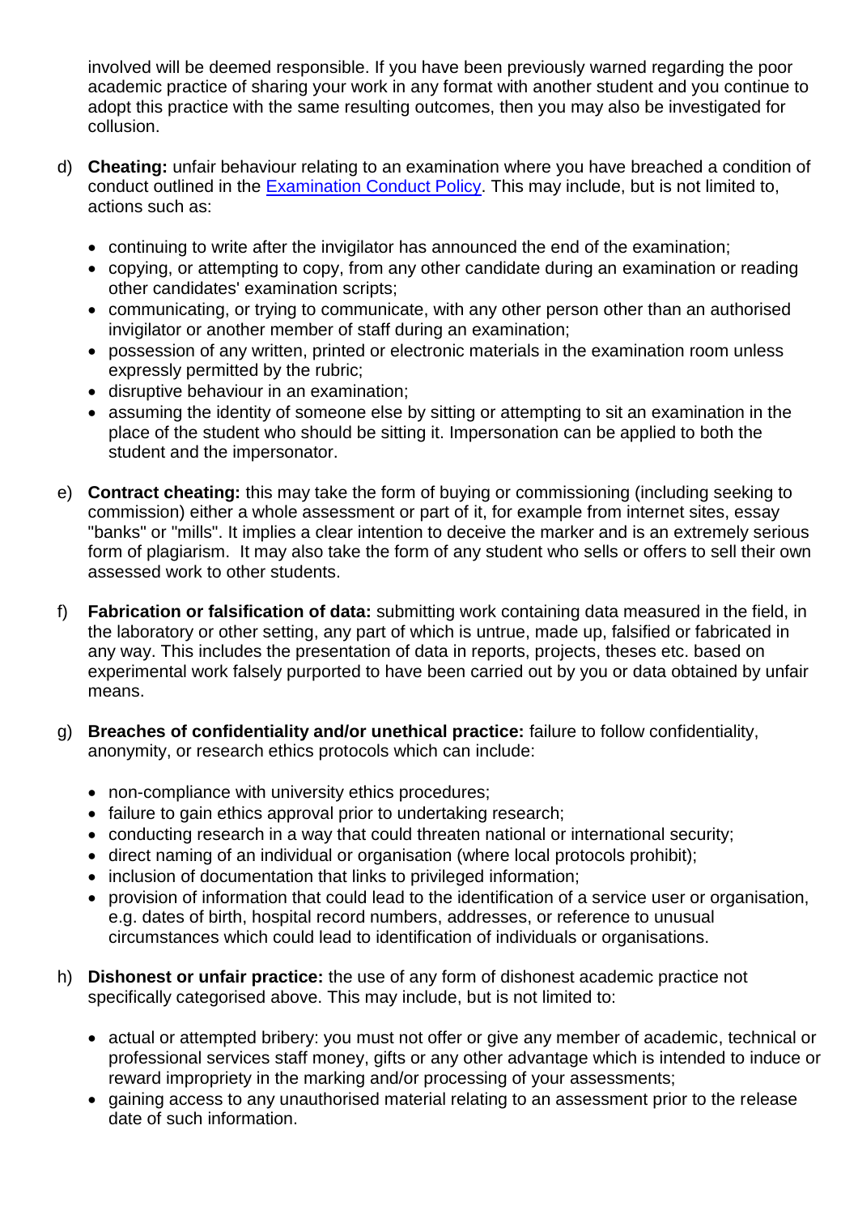involved will be deemed responsible. If you have been previously warned regarding the poor academic practice of sharing your work in any format with another student and you continue to adopt this practice with the same resulting outcomes, then you may also be investigated for collusion.

d) **Cheating:** unfair behaviour relating to an examination where you have breached a condition of conduct outlined in the [Examination Conduct Policy](). This may include, but is not limited to, actions such as:

   - continuing to write after the invigilator has announced the end of the examination;
   - copying, or attempting to copy, from any other candidate during an examination or reading other candidates' examination scripts;
   - communicating, or trying to communicate, with any other person other than an authorised invigilator or another member of staff during an examination;
   - possession of any written, printed or electronic materials in the examination room unless expressly permitted by the rubric;
   - disruptive behaviour in an examination;
   - assuming the identity of someone else by sitting or attempting to sit an examination in the place of the student who should be sitting it. Impersonation can be applied to both the student and the impersonator.

e) **Contract cheating:** this may take the form of buying or commissioning (including seeking to commission) either a whole assessment or part of it, for example from internet sites, essay "banks" or "mills". It implies a clear intention to deceive the marker and is an extremely serious form of plagiarism. It may also take the form of any student who sells or offers to sell their own assessed work to other students.

f) **Fabrication or falsification of data:** submitting work containing data measured in the field, in the laboratory or other setting, any part of which is untrue, made up, falsified or fabricated in any way. This includes the presentation of data in reports, projects, theses etc. based on experimental work falsely purported to have been carried out by you or data obtained by unfair means.

g) **Breaches of confidentiality and/or unethical practice:** failure to follow confidentiality, anonymity, or research ethics protocols which can include:

   - non-compliance with university ethics procedures;
   - failure to gain ethics approval prior to undertaking research;
   - conducting research in a way that could threaten national or international security;
   - direct naming of an individual or organisation (where local protocols prohibit);
   - inclusion of documentation that links to privileged information;
   - provision of information that could lead to the identification of a service user or organisation, e.g. dates of birth, hospital record numbers, addresses, or reference to unusual circumstances which could lead to identification of individuals or organisations.

h) **Dishonest or unfair practice:** the use of any form of dishonest academic practice not specifically categorised above. This may include, but is not limited to:

   - actual or attempted bribery: you must not offer or give any member of academic, technical or professional services staff money, gifts or any other advantage which is intended to induce or reward impropriety in the marking and/or processing of your assessments;
   - gaining access to any unauthorised material relating to an assessment prior to the release date of such information.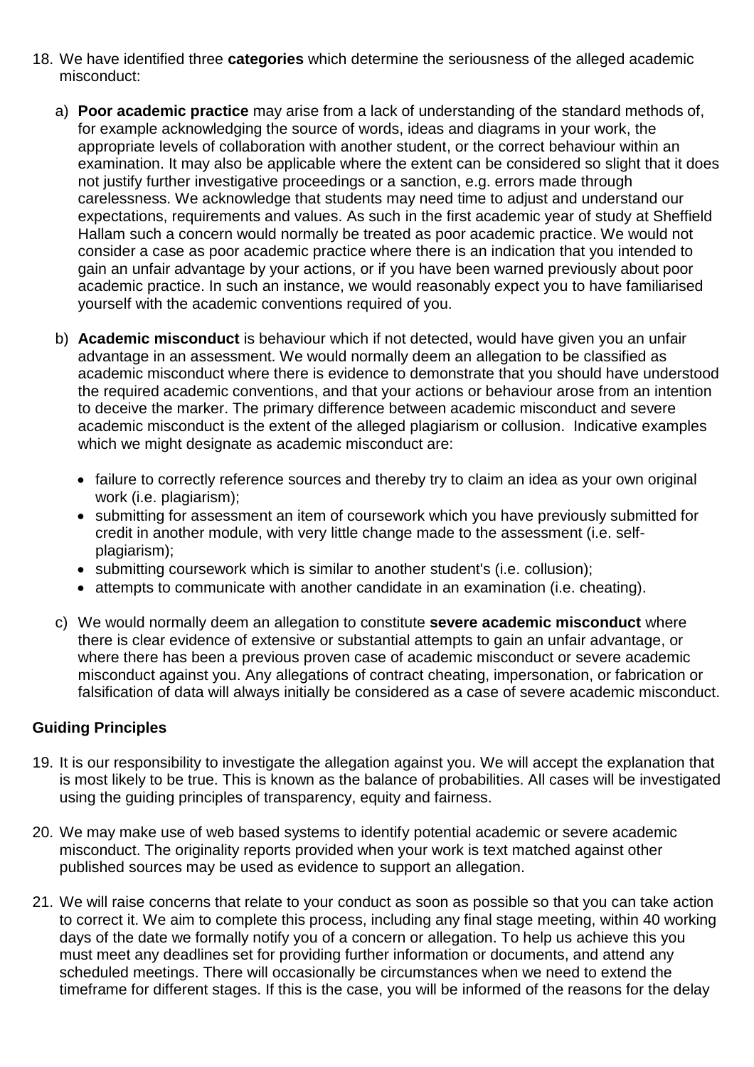18. We have identified three **categories** which determine the seriousness of the alleged academic misconduct:

    a) **Poor academic practice** may arise from a lack of understanding of the standard methods of, for example acknowledging the source of words, ideas and diagrams in your work, the appropriate levels of collaboration with another student, or the correct behaviour within an examination. It may also be applicable where the extent can be considered so slight that it does not justify further investigative proceedings or a sanction, e.g. errors made through carelessness. We acknowledge that students may need time to adjust and understand our expectations, requirements and values. As such in the first academic year of study at Sheffield Hallam such a concern would normally be treated as poor academic practice. We would not consider a case as poor academic practice where there is an indication that you intended to gain an unfair advantage by your actions, or if you have been warned previously about poor academic practice. In such an instance, we would reasonably expect you to have familiarised yourself with the academic conventions required of you.

    b) **Academic misconduct** is behaviour which if not detected, would have given you an unfair advantage in an assessment. We would normally deem an allegation to be classified as academic misconduct where there is evidence to demonstrate that you should have understood the required academic conventions, and that your actions or behaviour arose from an intention to deceive the marker. The primary difference between academic misconduct and severe academic misconduct is the extent of the alleged plagiarism or collusion. Indicative examples which we might designate as academic misconduct are:

        - failure to correctly reference sources and thereby try to claim an idea as your own original work (i.e. plagiarism);
        - submitting for assessment an item of coursework which you have previously submitted for credit in another module, with very little change made to the assessment (i.e. self-plagiarism);
        - submitting coursework which is similar to another student's (i.e. collusion);
        - attempts to communicate with another candidate in an examination (i.e. cheating).

    c) We would normally deem an allegation to constitute **severe academic misconduct** where there is clear evidence of extensive or substantial attempts to gain an unfair advantage, or where there has been a previous proven case of academic misconduct or severe academic misconduct against you. Any allegations of contract cheating, impersonation, or fabrication or falsification of data will always initially be considered as a case of severe academic misconduct.

**Guiding Principles**

19. It is our responsibility to investigate the allegation against you. We will accept the explanation that is most likely to be true. This is known as the balance of probabilities. All cases will be investigated using the guiding principles of transparency, equity and fairness.

20. We may make use of web based systems to identify potential academic or severe academic misconduct. The originality reports provided when your work is text matched against other published sources may be used as evidence to support an allegation.

21. We will raise concerns that relate to your conduct as soon as possible so that you can take action to correct it. We aim to complete this process, including any final stage meeting, within 40 working days of the date we formally notify you of a concern or allegation. To help us achieve this you must meet any deadlines set for providing further information or documents, and attend any scheduled meetings. There will occasionally be circumstances when we need to extend the timeframe for different stages. If this is the case, you will be informed of the reasons for the delay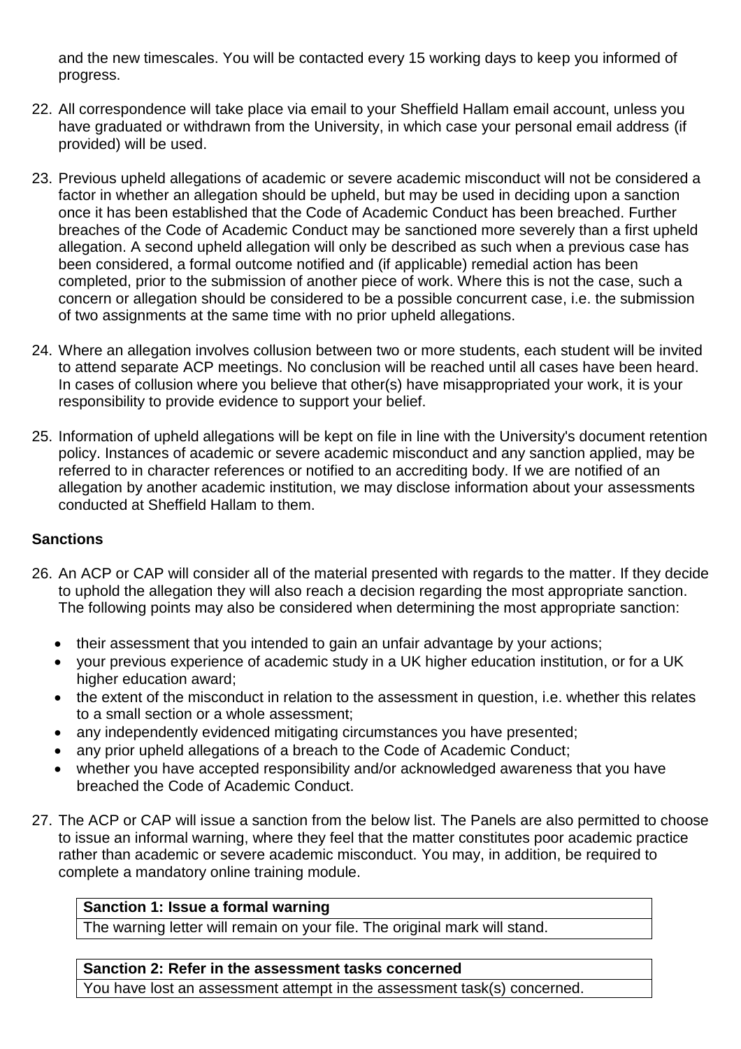and the new timescales. You will be contacted every 15 working days to keep you informed of progress.

22. All correspondence will take place via email to your Sheffield Hallam email account, unless you have graduated or withdrawn from the University, in which case your personal email address (if provided) will be used.

23. Previous upheld allegations of academic or severe academic misconduct will not be considered a factor in whether an allegation should be upheld, but may be used in deciding upon a sanction once it has been established that the Code of Academic Conduct has been breached. Further breaches of the Code of Academic Conduct may be sanctioned more severely than a first upheld allegation. A second upheld allegation will only be described as such when a previous case has been considered, a formal outcome notified and (if applicable) remedial action has been completed, prior to the submission of another piece of work. Where this is not the case, such a concern or allegation should be considered to be a possible concurrent case, i.e. the submission of two assignments at the same time with no prior upheld allegations.

24. Where an allegation involves collusion between two or more students, each student will be invited to attend separate ACP meetings. No conclusion will be reached until all cases have been heard. In cases of collusion where you believe that other(s) have misappropriated your work, it is your responsibility to provide evidence to support your belief.

25. Information of upheld allegations will be kept on file in line with the University's document retention policy. Instances of academic or severe academic misconduct and any sanction applied, may be referred to in character references or notified to an accrediting body. If we are notified of an allegation by another academic institution, we may disclose information about your assessments conducted at Sheffield Hallam to them.

**Sanctions**

26. An ACP or CAP will consider all of the material presented with regards to the matter. If they decide to uphold the allegation they will also reach a decision regarding the most appropriate sanction. The following points may also be considered when determining the most appropriate sanction:

    - their assessment that you intended to gain an unfair advantage by your actions;
    - your previous experience of academic study in a UK higher education institution, or for a UK higher education award;
    - the extent of the misconduct in relation to the assessment in question, i.e. whether this relates to a small section or a whole assessment;
    - any independently evidenced mitigating circumstances you have presented;
    - any prior upheld allegations of a breach to the Code of Academic Conduct;
    - whether you have accepted responsibility and/or acknowledged awareness that you have breached the Code of Academic Conduct.

27. The ACP or CAP will issue a sanction from the below list. The Panels are also permitted to choose to issue an informal warning, where they feel that the matter constitutes poor academic practice rather than academic or severe academic misconduct. You may, in addition, be required to complete a mandatory online training module.

| **Sanction 1: Issue a formal warning** |
| --- |
| The warning letter will remain on your file. The original mark will stand. |

| **Sanction 2: Refer in the assessment tasks concerned** |
| --- |
| You have lost an assessment attempt in the assessment task(s) concerned. |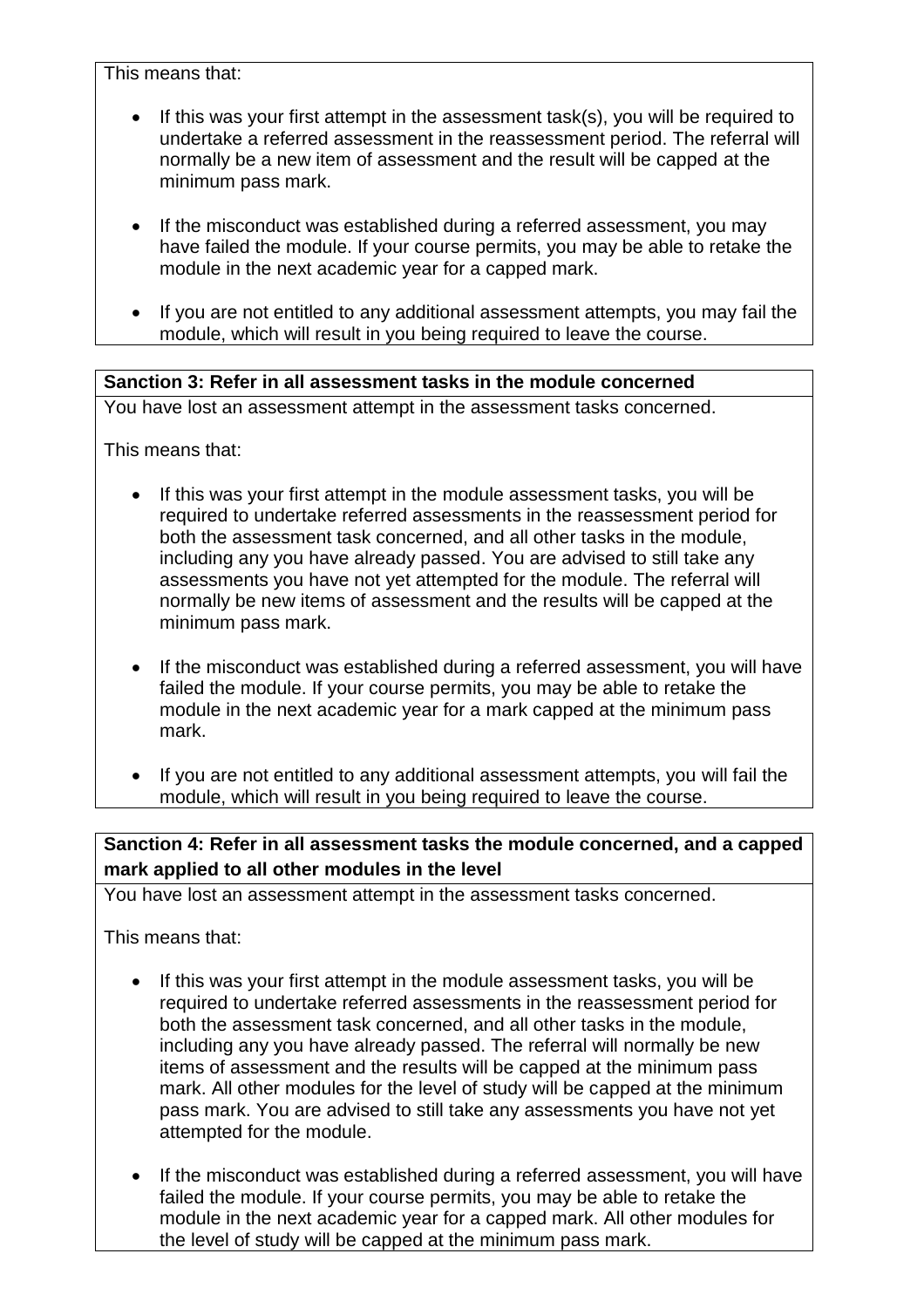This means that:

- If this was your first attempt in the assessment task(s), you will be required to undertake a referred assessment in the reassessment period. The referral will normally be a new item of assessment and the result will be capped at the minimum pass mark.

- If the misconduct was established during a referred assessment, you may have failed the module. If your course permits, you may be able to retake the module in the next academic year for a capped mark.

- If you are not entitled to any additional assessment attempts, you may fail the module, which will result in you being required to leave the course.

**Sanction 3: Refer in all assessment tasks in the module concerned**

You have lost an assessment attempt in the assessment tasks concerned.

This means that:

- If this was your first attempt in the module assessment tasks, you will be required to undertake referred assessments in the reassessment period for both the assessment task concerned, and all other tasks in the module, including any you have already passed. You are advised to still take any assessments you have not yet attempted for the module. The referral will normally be new items of assessment and the results will be capped at the minimum pass mark.

- If the misconduct was established during a referred assessment, you will have failed the module. If your course permits, you may be able to retake the module in the next academic year for a mark capped at the minimum pass mark.

- If you are not entitled to any additional assessment attempts, you will fail the module, which will result in you being required to leave the course.

**Sanction 4: Refer in all assessment tasks the module concerned, and a capped mark applied to all other modules in the level**

You have lost an assessment attempt in the assessment tasks concerned.

This means that:

- If this was your first attempt in the module assessment tasks, you will be required to undertake referred assessments in the reassessment period for both the assessment task concerned, and all other tasks in the module, including any you have already passed. The referral will normally be new items of assessment and the results will be capped at the minimum pass mark. All other modules for the level of study will be capped at the minimum pass mark. You are advised to still take any assessments you have not yet attempted for the module.

- If the misconduct was established during a referred assessment, you will have failed the module. If your course permits, you may be able to retake the module in the next academic year for a capped mark. All other modules for the level of study will be capped at the minimum pass mark.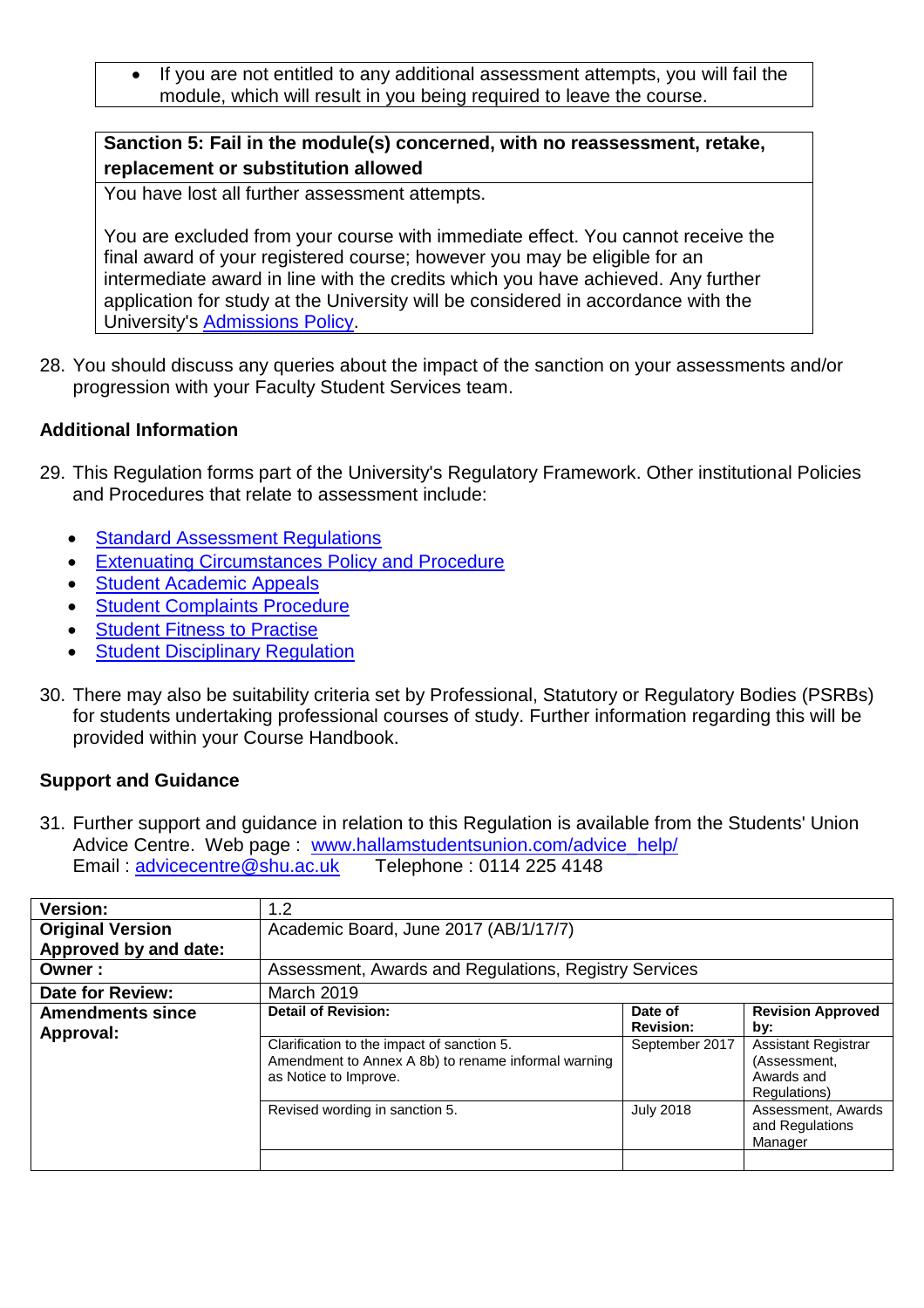- If you are not entitled to any additional assessment attempts, you will fail the module, which will result in you being required to leave the course.

| **Sanction 5: Fail in the module(s) concerned, with no reassessment, retake, replacement or substitution allowed** |
|---|
| You have lost all further assessment attempts.<br><br>You are excluded from your course with immediate effect. You cannot receive the final award of your registered course; however you may be eligible for an intermediate award in line with the credits which you have achieved. Any further application for study at the University will be considered in accordance with the University's Admissions Policy. |

28. You should discuss any queries about the impact of the sanction on your assessments and/or progression with your Faculty Student Services team.

## Additional Information

29. This Regulation forms part of the University's Regulatory Framework. Other institutional Policies and Procedures that relate to assessment include:

    - Standard Assessment Regulations
    - Extenuating Circumstances Policy and Procedure
    - Student Academic Appeals
    - Student Complaints Procedure
    - Student Fitness to Practise
    - Student Disciplinary Regulation

30. There may also be suitability criteria set by Professional, Statutory or Regulatory Bodies (PSRBs) for students undertaking professional courses of study. Further information regarding this will be provided within your Course Handbook.

## Support and Guidance

31. Further support and guidance in relation to this Regulation is available from the Students' Union Advice Centre. Web page : www.hallamstudentsunion.com/advice_help/
    Email : advicecentre@shu.ac.uk Telephone : 0114 225 4148

| **Version:** | 1.2 | | |
|---|---|---|---|
| **Original Version Approved by and date:** | Academic Board, June 2017 (AB/1/17/7) | | |
| **Owner :** | Assessment, Awards and Regulations, Registry Services | | |
| **Date for Review:** | March 2019 | | |
| **Amendments since Approval:** | **Detail of Revision:** | **Date of Revision:** | **Revision Approved by:** |
| | Clarification to the impact of sanction 5. Amendment to Annex A 8b) to rename informal warning as Notice to Improve. | September 2017 | Assistant Registrar (Assessment, Awards and Regulations) |
| | Revised wording in sanction 5. | July 2018 | Assessment, Awards and Regulations Manager |
| | | | |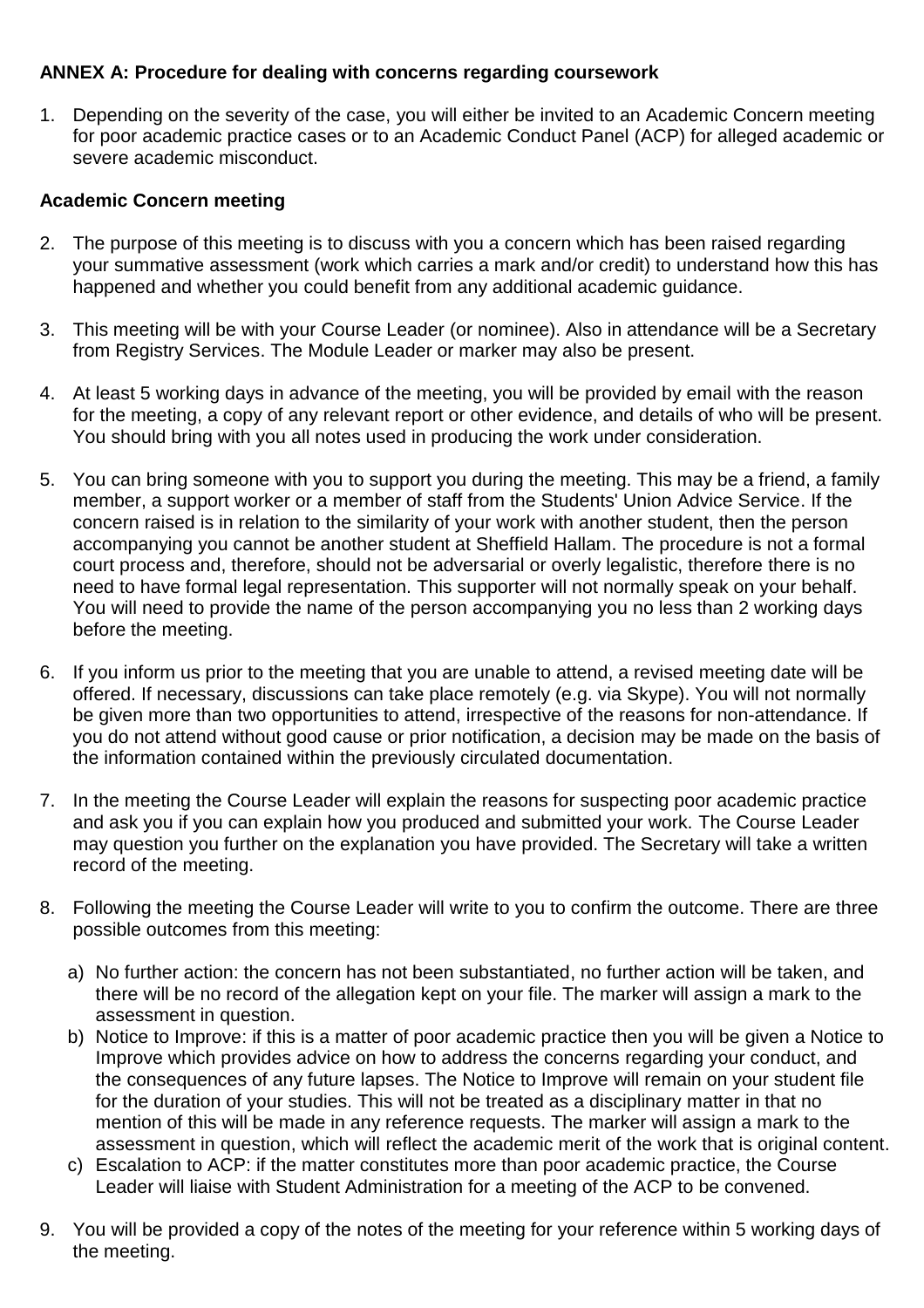**ANNEX A: Procedure for dealing with concerns regarding coursework**

1. Depending on the severity of the case, you will either be invited to an Academic Concern meeting for poor academic practice cases or to an Academic Conduct Panel (ACP) for alleged academic or severe academic misconduct.

**Academic Concern meeting**

2. The purpose of this meeting is to discuss with you a concern which has been raised regarding your summative assessment (work which carries a mark and/or credit) to understand how this has happened and whether you could benefit from any additional academic guidance.

3. This meeting will be with your Course Leader (or nominee). Also in attendance will be a Secretary from Registry Services. The Module Leader or marker may also be present.

4. At least 5 working days in advance of the meeting, you will be provided by email with the reason for the meeting, a copy of any relevant report or other evidence, and details of who will be present. You should bring with you all notes used in producing the work under consideration.

5. You can bring someone with you to support you during the meeting. This may be a friend, a family member, a support worker or a member of staff from the Students' Union Advice Service. If the concern raised is in relation to the similarity of your work with another student, then the person accompanying you cannot be another student at Sheffield Hallam. The procedure is not a formal court process and, therefore, should not be adversarial or overly legalistic, therefore there is no need to have formal legal representation. This supporter will not normally speak on your behalf. You will need to provide the name of the person accompanying you no less than 2 working days before the meeting.

6. If you inform us prior to the meeting that you are unable to attend, a revised meeting date will be offered. If necessary, discussions can take place remotely (e.g. via Skype). You will not normally be given more than two opportunities to attend, irrespective of the reasons for non-attendance. If you do not attend without good cause or prior notification, a decision may be made on the basis of the information contained within the previously circulated documentation.

7. In the meeting the Course Leader will explain the reasons for suspecting poor academic practice and ask you if you can explain how you produced and submitted your work. The Course Leader may question you further on the explanation you have provided. The Secretary will take a written record of the meeting.

8. Following the meeting the Course Leader will write to you to confirm the outcome. There are three possible outcomes from this meeting:

   a) No further action: the concern has not been substantiated, no further action will be taken, and there will be no record of the allegation kept on your file. The marker will assign a mark to the assessment in question.
   b) Notice to Improve: if this is a matter of poor academic practice then you will be given a Notice to Improve which provides advice on how to address the concerns regarding your conduct, and the consequences of any future lapses. The Notice to Improve will remain on your student file for the duration of your studies. This will not be treated as a disciplinary matter in that no mention of this will be made in any reference requests. The marker will assign a mark to the assessment in question, which will reflect the academic merit of the work that is original content.
   c) Escalation to ACP: if the matter constitutes more than poor academic practice, the Course Leader will liaise with Student Administration for a meeting of the ACP to be convened.

9. You will be provided a copy of the notes of the meeting for your reference within 5 working days of the meeting.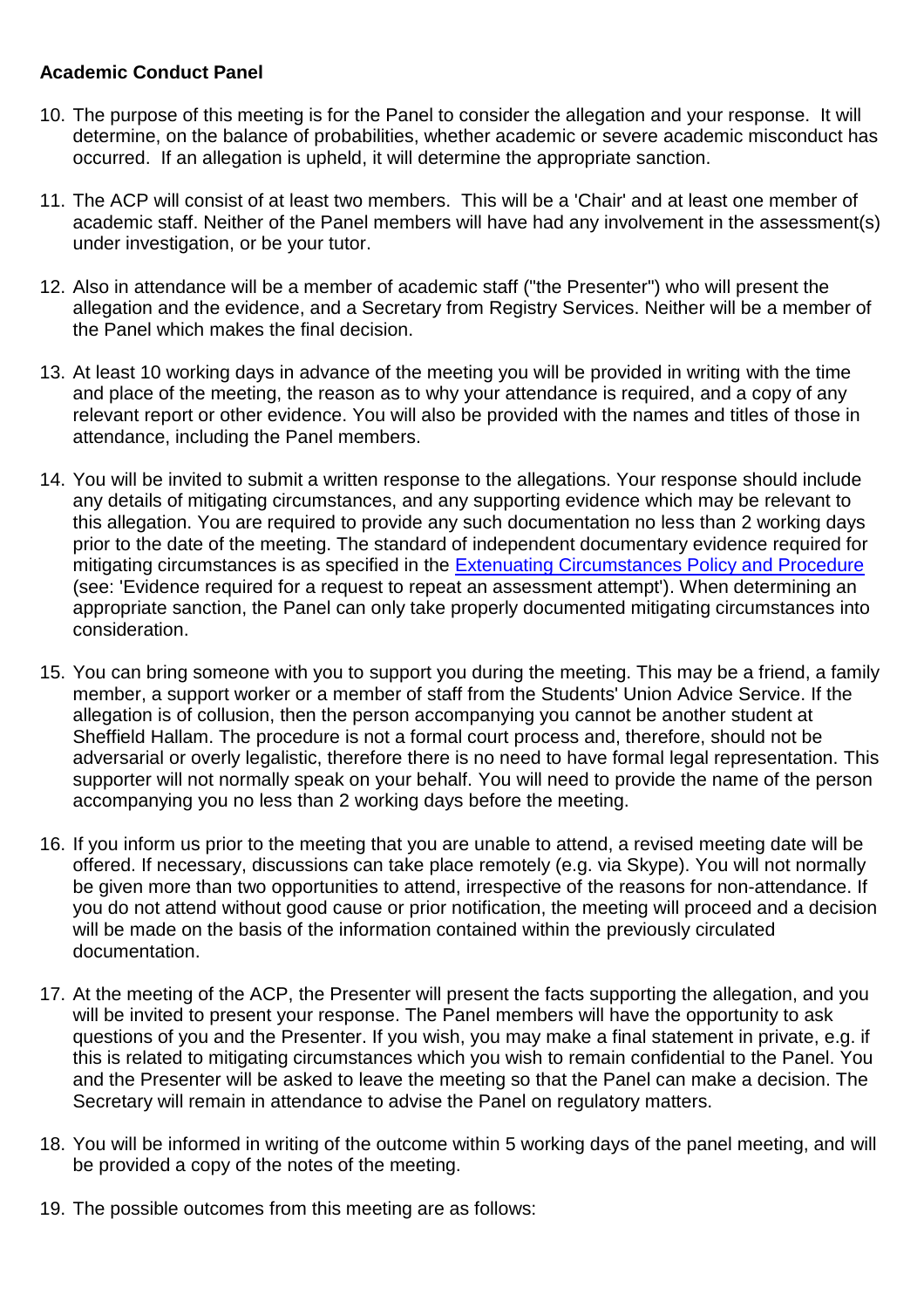**Academic Conduct Panel**

10. The purpose of this meeting is for the Panel to consider the allegation and your response. It will determine, on the balance of probabilities, whether academic or severe academic misconduct has occurred. If an allegation is upheld, it will determine the appropriate sanction.

11. The ACP will consist of at least two members. This will be a 'Chair' and at least one member of academic staff. Neither of the Panel members will have had any involvement in the assessment(s) under investigation, or be your tutor.

12. Also in attendance will be a member of academic staff ("the Presenter") who will present the allegation and the evidence, and a Secretary from Registry Services. Neither will be a member of the Panel which makes the final decision.

13. At least 10 working days in advance of the meeting you will be provided in writing with the time and place of the meeting, the reason as to why your attendance is required, and a copy of any relevant report or other evidence. You will also be provided with the names and titles of those in attendance, including the Panel members.

14. You will be invited to submit a written response to the allegations. Your response should include any details of mitigating circumstances, and any supporting evidence which may be relevant to this allegation. You are required to provide any such documentation no less than 2 working days prior to the date of the meeting. The standard of independent documentary evidence required for mitigating circumstances is as specified in the [Extenuating Circumstances Policy and Procedure] (see: 'Evidence required for a request to repeat an assessment attempt'). When determining an appropriate sanction, the Panel can only take properly documented mitigating circumstances into consideration.

15. You can bring someone with you to support you during the meeting. This may be a friend, a family member, a support worker or a member of staff from the Students' Union Advice Service. If the allegation is of collusion, then the person accompanying you cannot be another student at Sheffield Hallam. The procedure is not a formal court process and, therefore, should not be adversarial or overly legalistic, therefore there is no need to have formal legal representation. This supporter will not normally speak on your behalf. You will need to provide the name of the person accompanying you no less than 2 working days before the meeting.

16. If you inform us prior to the meeting that you are unable to attend, a revised meeting date will be offered. If necessary, discussions can take place remotely (e.g. via Skype). You will not normally be given more than two opportunities to attend, irrespective of the reasons for non-attendance. If you do not attend without good cause or prior notification, the meeting will proceed and a decision will be made on the basis of the information contained within the previously circulated documentation.

17. At the meeting of the ACP, the Presenter will present the facts supporting the allegation, and you will be invited to present your response. The Panel members will have the opportunity to ask questions of you and the Presenter. If you wish, you may make a final statement in private, e.g. if this is related to mitigating circumstances which you wish to remain confidential to the Panel. You and the Presenter will be asked to leave the meeting so that the Panel can make a decision. The Secretary will remain in attendance to advise the Panel on regulatory matters.

18. You will be informed in writing of the outcome within 5 working days of the panel meeting, and will be provided a copy of the notes of the meeting.

19. The possible outcomes from this meeting are as follows: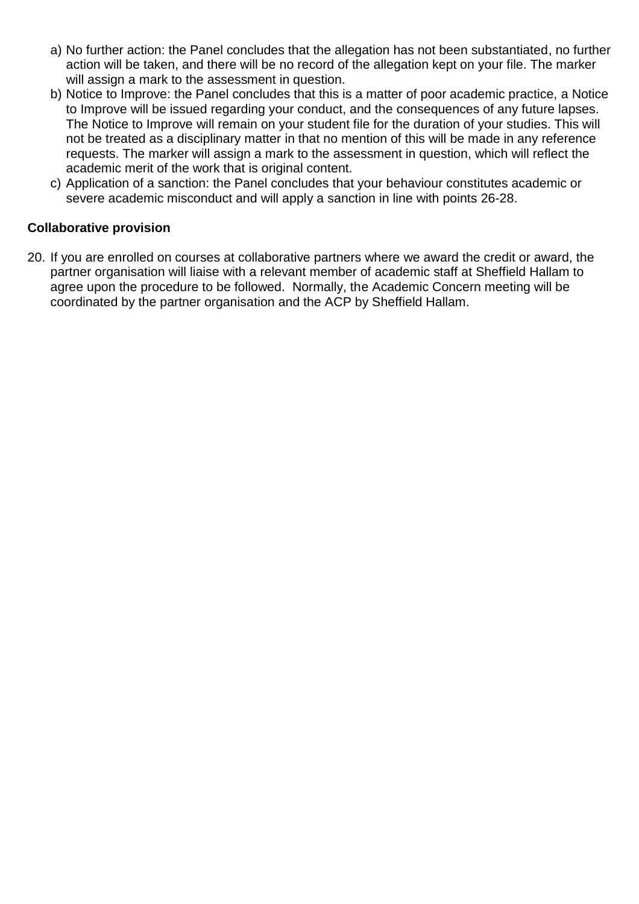a) No further action: the Panel concludes that the allegation has not been substantiated, no further action will be taken, and there will be no record of the allegation kept on your file. The marker will assign a mark to the assessment in question.
b) Notice to Improve: the Panel concludes that this is a matter of poor academic practice, a Notice to Improve will be issued regarding your conduct, and the consequences of any future lapses. The Notice to Improve will remain on your student file for the duration of your studies. This will not be treated as a disciplinary matter in that no mention of this will be made in any reference requests. The marker will assign a mark to the assessment in question, which will reflect the academic merit of the work that is original content.
c) Application of a sanction: the Panel concludes that your behaviour constitutes academic or severe academic misconduct and will apply a sanction in line with points 26-28.

**Collaborative provision**

20. If you are enrolled on courses at collaborative partners where we award the credit or award, the partner organisation will liaise with a relevant member of academic staff at Sheffield Hallam to agree upon the procedure to be followed. Normally, the Academic Concern meeting will be coordinated by the partner organisation and the ACP by Sheffield Hallam.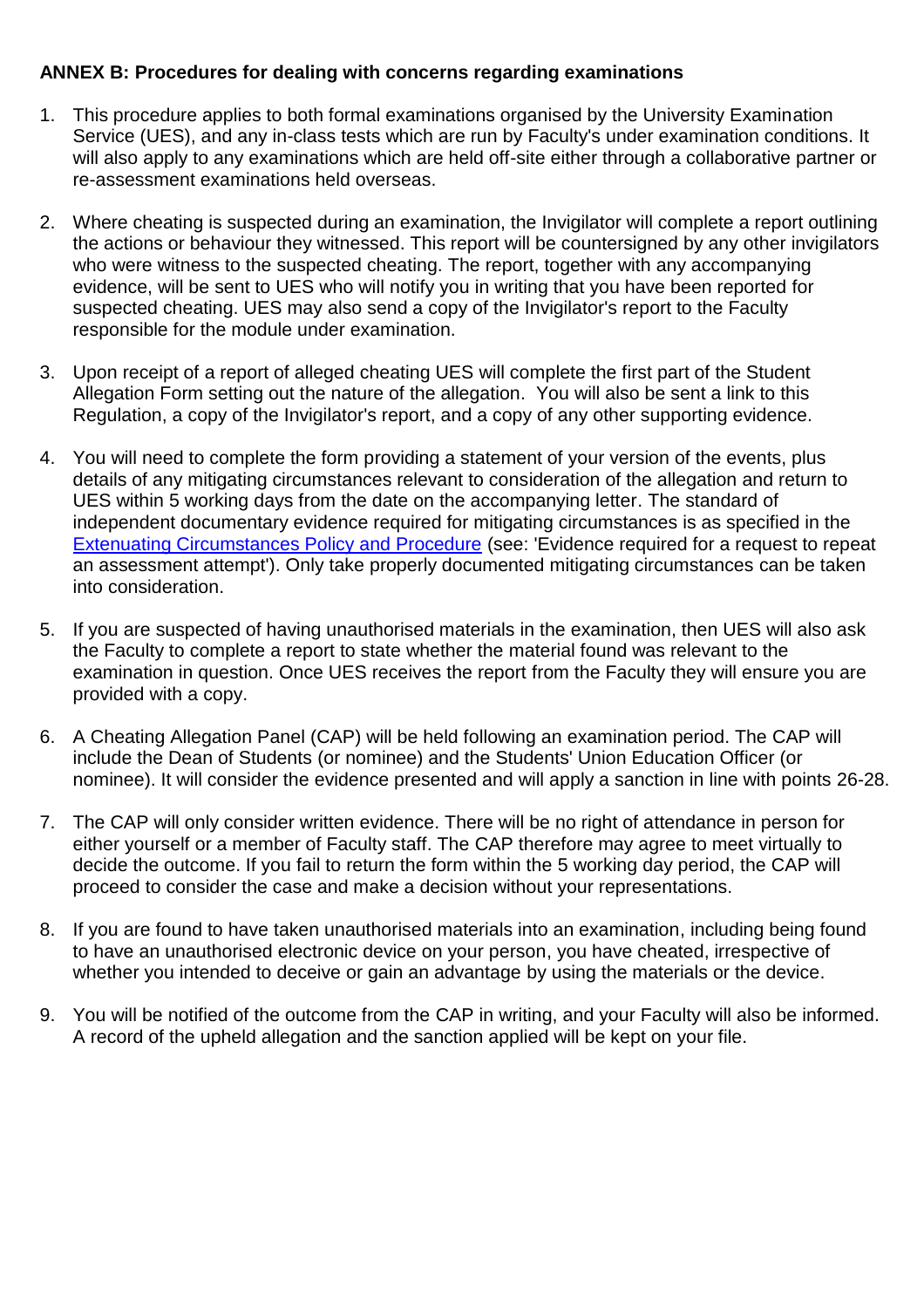**ANNEX B: Procedures for dealing with concerns regarding examinations**

1. This procedure applies to both formal examinations organised by the University Examination Service (UES), and any in-class tests which are run by Faculty's under examination conditions. It will also apply to any examinations which are held off-site either through a collaborative partner or re-assessment examinations held overseas.

2. Where cheating is suspected during an examination, the Invigilator will complete a report outlining the actions or behaviour they witnessed. This report will be countersigned by any other invigilators who were witness to the suspected cheating. The report, together with any accompanying evidence, will be sent to UES who will notify you in writing that you have been reported for suspected cheating. UES may also send a copy of the Invigilator's report to the Faculty responsible for the module under examination.

3. Upon receipt of a report of alleged cheating UES will complete the first part of the Student Allegation Form setting out the nature of the allegation. You will also be sent a link to this Regulation, a copy of the Invigilator's report, and a copy of any other supporting evidence.

4. You will need to complete the form providing a statement of your version of the events, plus details of any mitigating circumstances relevant to consideration of the allegation and return to UES within 5 working days from the date on the accompanying letter. The standard of independent documentary evidence required for mitigating circumstances is as specified in the Extenuating Circumstances Policy and Procedure (see: 'Evidence required for a request to repeat an assessment attempt'). Only take properly documented mitigating circumstances can be taken into consideration.

5. If you are suspected of having unauthorised materials in the examination, then UES will also ask the Faculty to complete a report to state whether the material found was relevant to the examination in question. Once UES receives the report from the Faculty they will ensure you are provided with a copy.

6. A Cheating Allegation Panel (CAP) will be held following an examination period. The CAP will include the Dean of Students (or nominee) and the Students' Union Education Officer (or nominee). It will consider the evidence presented and will apply a sanction in line with points 26-28.

7. The CAP will only consider written evidence. There will be no right of attendance in person for either yourself or a member of Faculty staff. The CAP therefore may agree to meet virtually to decide the outcome. If you fail to return the form within the 5 working day period, the CAP will proceed to consider the case and make a decision without your representations.

8. If you are found to have taken unauthorised materials into an examination, including being found to have an unauthorised electronic device on your person, you have cheated, irrespective of whether you intended to deceive or gain an advantage by using the materials or the device.

9. You will be notified of the outcome from the CAP in writing, and your Faculty will also be informed. A record of the upheld allegation and the sanction applied will be kept on your file.